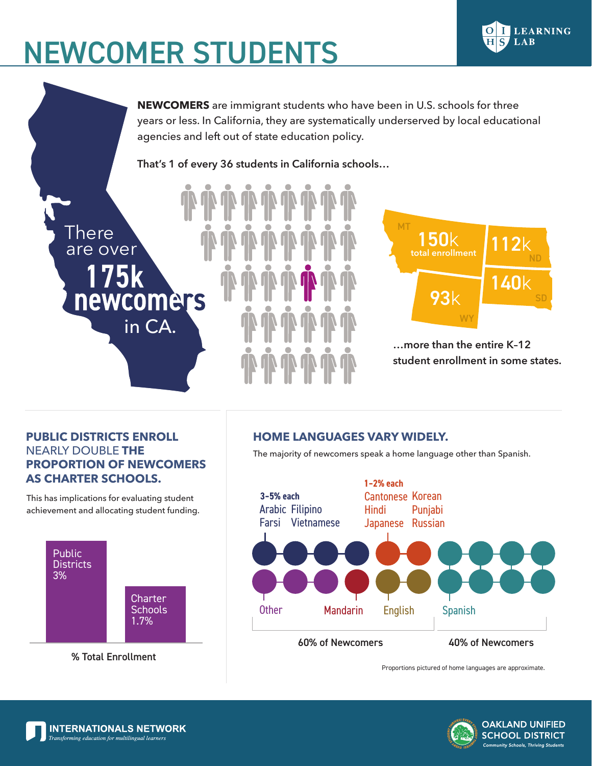# NEWCOMER STUDENTS

OIHS LEARNING LAB

**NEWCOMERS** are immigrant students who have been in U.S. schools for three years or less. In California, they are systematically underserved by local educational agencies and left out of state education policy.

There are over **175k newcomers** in CA.

**That's 1 of every 36 students in California schools…**

| State | Total enrollment |
| --- | --- |
| MT | 150k |
| ND | 112k |
| SD | 140k |
| WY | 93k |

**…more than the entire K-12 student enrollment in some states.**

## PUBLIC DISTRICTS ENROLL NEARLY DOUBLE THE PROPORTION OF NEWCOMERS AS CHARTER SCHOOLS.

This has implications for evaluating student achievement and allocating student funding.

| | % Total Enrollment |
| --- | --- |
| Public Districts | 3% |
| Charter Schools | 1.7% |

## HOME LANGUAGES VARY WIDELY.

The majority of newcomers speak a home language other than Spanish.

**3-5% each**
- Arabic
- Filipino
- Farsi
- Vietnamese

**1-2% each**
- Cantonese
- Korean
- Hindi
- Punjabi
- Japanese
- Russian

Other, Mandarin, English: **60% of Newcomers**

Spanish: **40% of Newcomers**

Proportions pictured of home languages are approximate.

INTERNATIONALS NETWORK *Transforming education for multilingual learners*

OAKLAND UNIFIED SCHOOL DISTRICT *Community Schools, Thriving Students*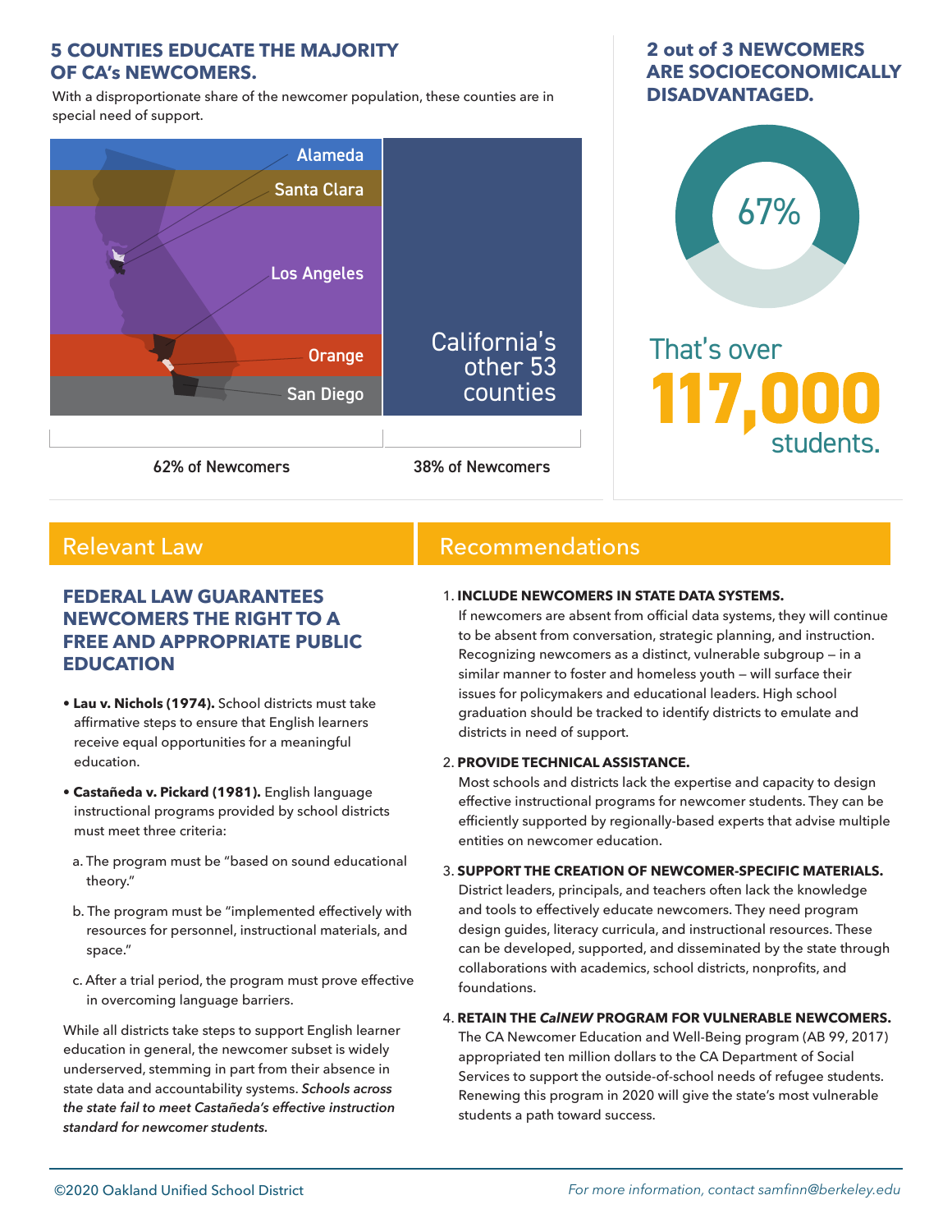## 5 COUNTIES EDUCATE THE MAJORITY OF CA's NEWCOMERS.

With a disproportionate share of the newcomer population, these counties are in special need of support.

Alameda
Santa Clara
Los Angeles
Orange
San Diego

California's other 53 counties

62% of Newcomers

38% of Newcomers

## 2 out of 3 NEWCOMERS ARE SOCIOECONOMICALLY DISADVANTAGED.

67%

That's over **117,000** students.

## Relevant Law

### FEDERAL LAW GUARANTEES NEWCOMERS THE RIGHT TO A FREE AND APPROPRIATE PUBLIC EDUCATION

- **Lau v. Nichols (1974).** School districts must take affirmative steps to ensure that English learners receive equal opportunities for a meaningful education.
- **Castañeda v. Pickard (1981).** English language instructional programs provided by school districts must meet three criteria:
  - a. The program must be "based on sound educational theory."
  - b. The program must be "implemented effectively with resources for personnel, instructional materials, and space."
  - c. After a trial period, the program must prove effective in overcoming language barriers.

While all districts take steps to support English learner education in general, the newcomer subset is widely underserved, stemming in part from their absence in state data and accountability systems. ***Schools across the state fail to meet Castañeda's effective instruction standard for newcomer students.***

## Recommendations

1. **INCLUDE NEWCOMERS IN STATE DATA SYSTEMS.**
   If newcomers are absent from official data systems, they will continue to be absent from conversation, strategic planning, and instruction. Recognizing newcomers as a distinct, vulnerable subgroup — in a similar manner to foster and homeless youth — will surface their issues for policymakers and educational leaders. High school graduation should be tracked to identify districts to emulate and districts in need of support.

2. **PROVIDE TECHNICAL ASSISTANCE.**
   Most schools and districts lack the expertise and capacity to design effective instructional programs for newcomer students. They can be efficiently supported by regionally-based experts that advise multiple entities on newcomer education.

3. **SUPPORT THE CREATION OF NEWCOMER-SPECIFIC MATERIALS.**
   District leaders, principals, and teachers often lack the knowledge and tools to effectively educate newcomers. They need program design guides, literacy curricula, and instructional resources. These can be developed, supported, and disseminated by the state through collaborations with academics, school districts, nonprofits, and foundations.

4. **RETAIN THE *CalNEW* PROGRAM FOR VULNERABLE NEWCOMERS.**
   The CA Newcomer Education and Well-Being program (AB 99, 2017) appropriated ten million dollars to the CA Department of Social Services to support the outside-of-school needs of refugee students. Renewing this program in 2020 will give the state's most vulnerable students a path toward success.

©2020 Oakland Unified School District

*For more information, contact samfinn@berkeley.edu*